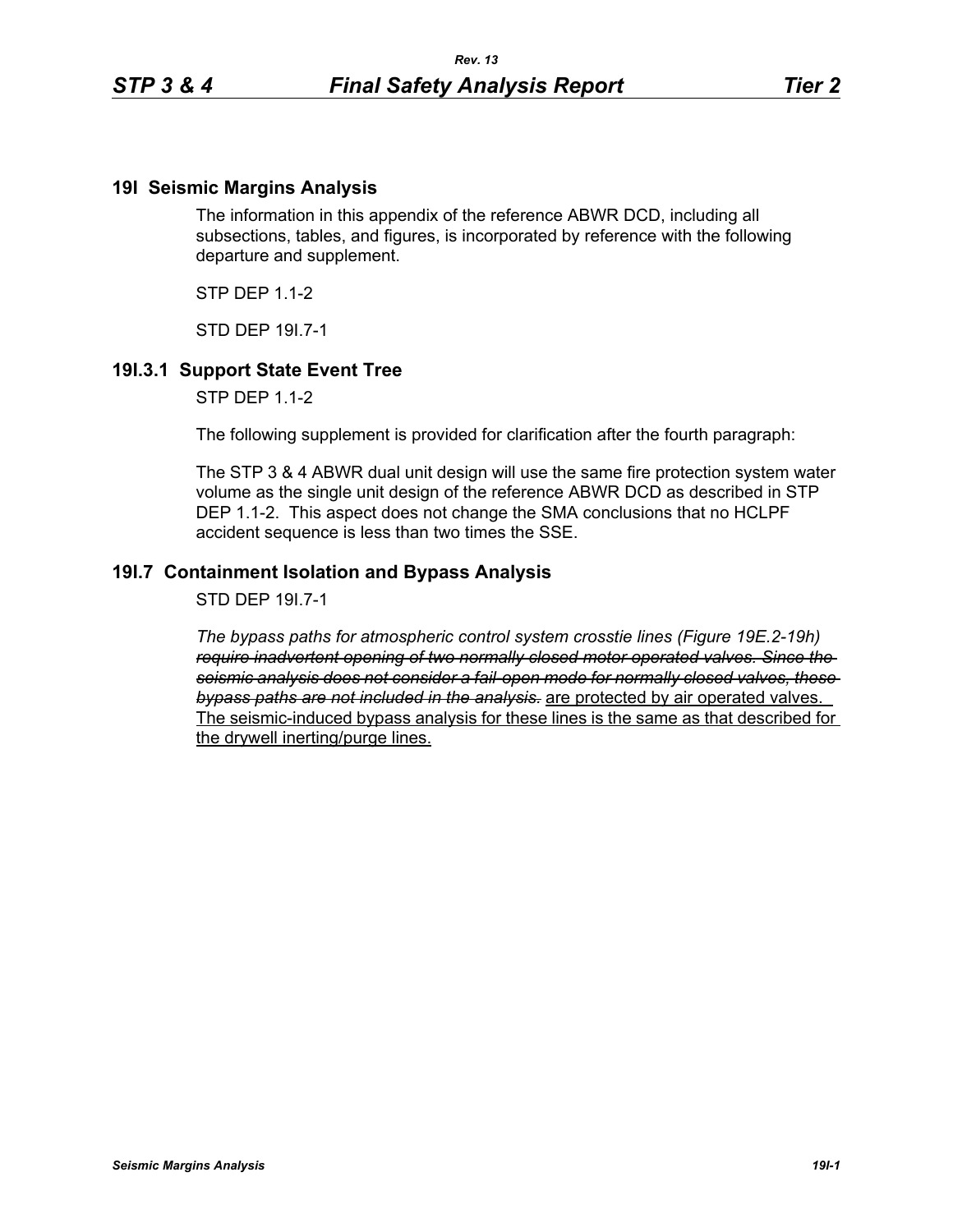## 19I Seismic Margins Analysis

The information in this appendix of the reference ABWR DCD, including all subsections, tables, and figures, is incorporated by reference with the following departure and supplement.

STP DEP 1.1-2

STD DEP 19I.7-1

### 19I.3.1 Support State Event Tree

STP DEP 1.1-2

The following supplement is provided for clarification after the fourth paragraph:

The STP 3 & 4 ABWR dual unit design will use the same fire protection system water volume as the single unit design of the reference ABWR DCD as described in STP DEP 1.1-2. This aspect does not change the SMA conclusions that no HCLPF accident sequence is less than two times the SSE.

### 19I.7 Containment Isolation and Bypass Analysis

STD DEP 19I.7-1

*The bypass paths for atmospheric control system crosstie lines (Figure 19E.2-19h)* ~~*require inadvertent opening of two normally closed motor-operated valves. Since the seismic analysis does not consider a fail-open mode for normally closed valves, these bypass paths are not included in the analysis.*~~ <u>are protected by air operated valves. The seismic-induced bypass analysis for these lines is the same as that described for the drywell inerting/purge lines.</u>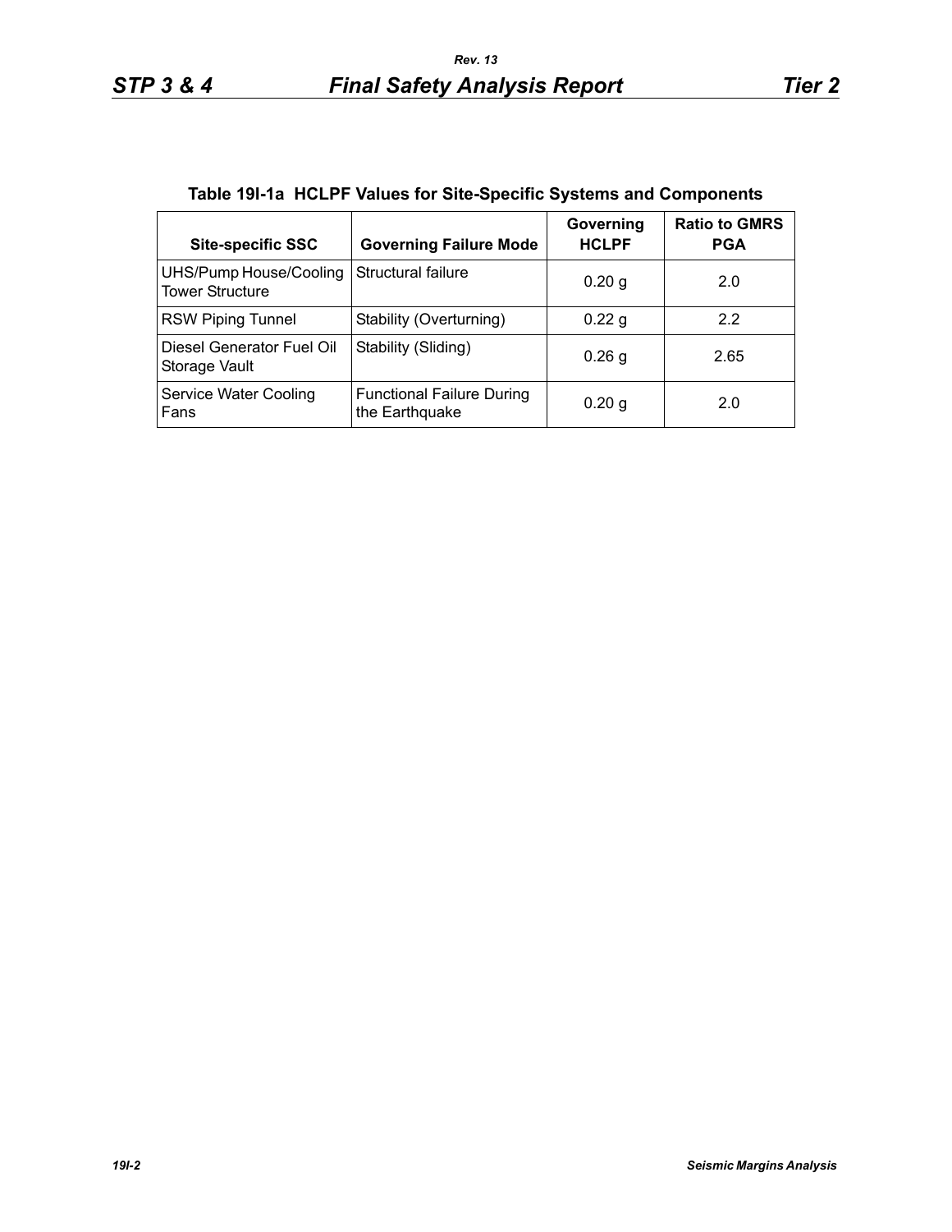**Table 19I-1a HCLPF Values for Site-Specific Systems and Components**

| Site-specific SSC | Governing Failure Mode | Governing HCLPF | Ratio to GMRS PGA |
|---|---|---|---|
| UHS/Pump House/Cooling Tower Structure | Structural failure | 0.20 g | 2.0 |
| RSW Piping Tunnel | Stability (Overturning) | 0.22 g | 2.2 |
| Diesel Generator Fuel Oil Storage Vault | Stability (Sliding) | 0.26 g | 2.65 |
| Service Water Cooling Fans | Functional Failure During the Earthquake | 0.20 g | 2.0 |